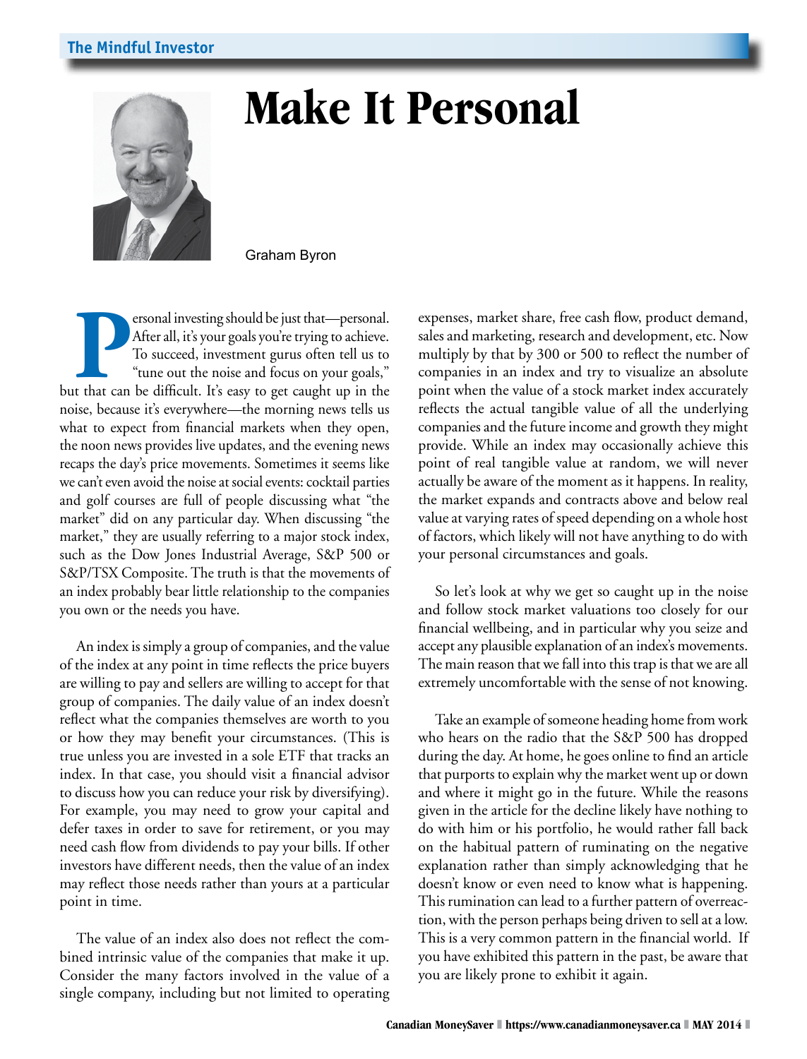# Make It Personal

Graham Byron

Personal investing should be just that—personal. After all, it's your goals you're trying to achieve. To succeed, investment gurus often tell us to "tune out the noise and focus on your goals," but that can be difficult. It's easy to get caught up in the noise, because it's everywhere—the morning news tells us what to expect from financial markets when they open, the noon news provides live updates, and the evening news recaps the day's price movements. Sometimes it seems like we can't even avoid the noise at social events: cocktail parties and golf courses are full of people discussing what "the market" did on any particular day. When discussing "the market," they are usually referring to a major stock index, such as the Dow Jones Industrial Average, S&P 500 or S&P/TSX Composite. The truth is that the movements of an index probably bear little relationship to the companies you own or the needs you have.

An index is simply a group of companies, and the value of the index at any point in time reflects the price buyers are willing to pay and sellers are willing to accept for that group of companies. The daily value of an index doesn't reflect what the companies themselves are worth to you or how they may benefit your circumstances. (This is true unless you are invested in a sole ETF that tracks an index. In that case, you should visit a financial advisor to discuss how you can reduce your risk by diversifying). For example, you may need to grow your capital and defer taxes in order to save for retirement, or you may need cash flow from dividends to pay your bills. If other investors have different needs, then the value of an index may reflect those needs rather than yours at a particular point in time.

The value of an index also does not reflect the combined intrinsic value of the companies that make it up. Consider the many factors involved in the value of a single company, including but not limited to operating expenses, market share, free cash flow, product demand, sales and marketing, research and development, etc. Now multiply by that by 300 or 500 to reflect the number of companies in an index and try to visualize an absolute point when the value of a stock market index accurately reflects the actual tangible value of all the underlying companies and the future income and growth they might provide. While an index may occasionally achieve this point of real tangible value at random, we will never actually be aware of the moment as it happens. In reality, the market expands and contracts above and below real value at varying rates of speed depending on a whole host of factors, which likely will not have anything to do with your personal circumstances and goals.

So let's look at why we get so caught up in the noise and follow stock market valuations too closely for our financial wellbeing, and in particular why you seize and accept any plausible explanation of an index's movements. The main reason that we fall into this trap is that we are all extremely uncomfortable with the sense of not knowing.

Take an example of someone heading home from work who hears on the radio that the S&P 500 has dropped during the day. At home, he goes online to find an article that purports to explain why the market went up or down and where it might go in the future. While the reasons given in the article for the decline likely have nothing to do with him or his portfolio, he would rather fall back on the habitual pattern of ruminating on the negative explanation rather than simply acknowledging that he doesn't know or even need to know what is happening. This rumination can lead to a further pattern of overreaction, with the person perhaps being driven to sell at a low. This is a very common pattern in the financial world. If you have exhibited this pattern in the past, be aware that you are likely prone to exhibit it again.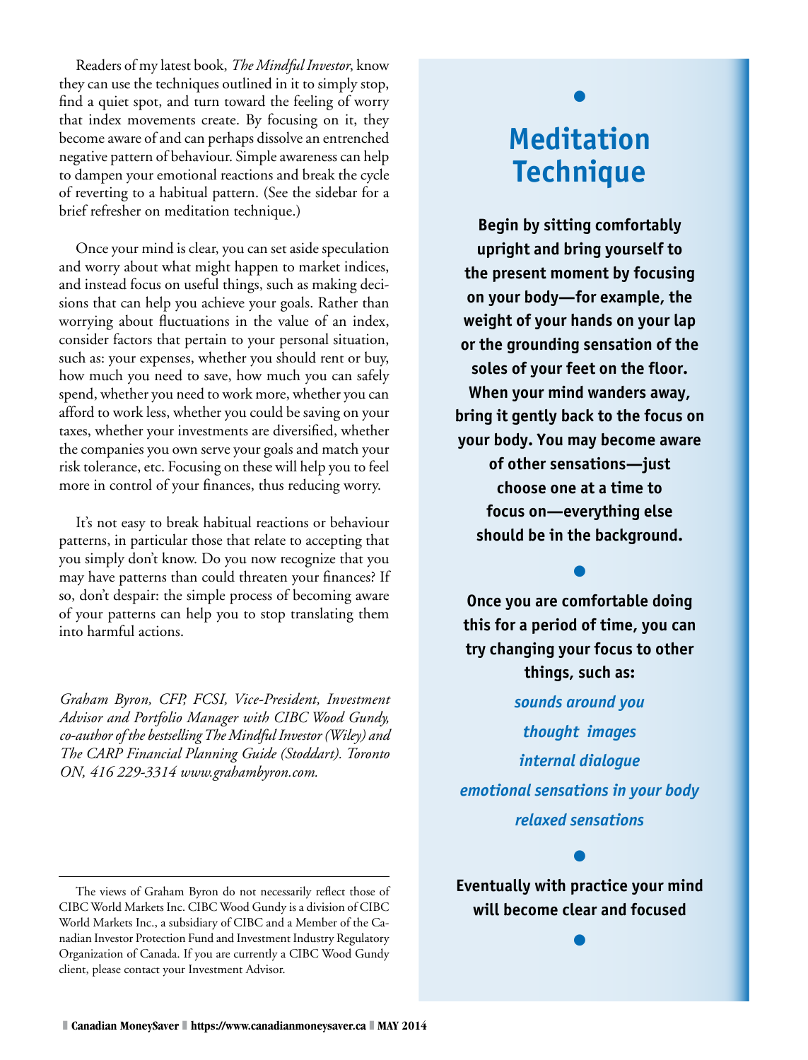Readers of my latest book, *The Mindful Investor*, know they can use the techniques outlined in it to simply stop, find a quiet spot, and turn toward the feeling of worry that index movements create. By focusing on it, they become aware of and can perhaps dissolve an entrenched negative pattern of behaviour. Simple awareness can help to dampen your emotional reactions and break the cycle of reverting to a habitual pattern. (See the sidebar for a brief refresher on meditation technique.)

Once your mind is clear, you can set aside speculation and worry about what might happen to market indices, and instead focus on useful things, such as making decisions that can help you achieve your goals. Rather than worrying about fluctuations in the value of an index, consider factors that pertain to your personal situation, such as: your expenses, whether you should rent or buy, how much you need to save, how much you can safely spend, whether you need to work more, whether you can afford to work less, whether you could be saving on your taxes, whether your investments are diversified, whether the companies you own serve your goals and match your risk tolerance, etc. Focusing on these will help you to feel more in control of your finances, thus reducing worry.

It's not easy to break habitual reactions or behaviour patterns, in particular those that relate to accepting that you simply don't know. Do you now recognize that you may have patterns than could threaten your finances? If so, don't despair: the simple process of becoming aware of your patterns can help you to stop translating them into harmful actions.

*Graham Byron, CFP, FCSI, Vice-President, Investment Advisor and Portfolio Manager with CIBC Wood Gundy, co-author of the bestselling The Mindful Investor (Wiley) and The CARP Financial Planning Guide (Stoddart). Toronto ON, 416 229-3314 www.grahambyron.com.*

The views of Graham Byron do not necessarily reflect those of CIBC World Markets Inc. CIBC Wood Gundy is a division of CIBC World Markets Inc., a subsidiary of CIBC and a Member of the Canadian Investor Protection Fund and Investment Industry Regulatory Organization of Canada. If you are currently a CIBC Wood Gundy client, please contact your Investment Advisor.

## Meditation Technique

**Begin by sitting comfortably upright and bring yourself to the present moment by focusing on your body—for example, the weight of your hands on your lap or the grounding sensation of the soles of your feet on the floor. When your mind wanders away, bring it gently back to the focus on your body. You may become aware of other sensations—just choose one at a time to focus on—everything else should be in the background.**

**Once you are comfortable doing this for a period of time, you can try changing your focus to other things, such as:**

***sounds around you***

***thought images***

***internal dialogue***

***emotional sensations in your body***

***relaxed sensations***

**Eventually with practice your mind will become clear and focused**